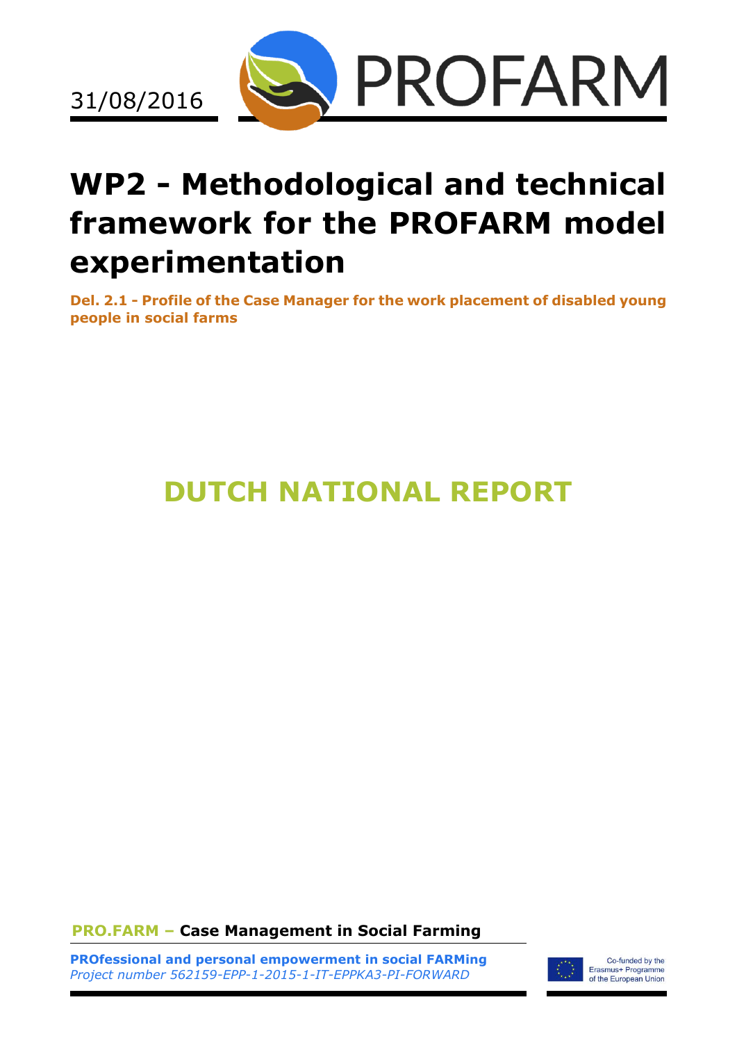31/08/2016

PROFARM

# WP2 - Methodological and technical framework for the PROFARM model experimentation

**Del. 2.1 - Profile of the Case Manager for the work placement of disabled young people in social farms**

## DUTCH NATIONAL REPORT

**PRO.FARM – Case Management in Social Farming**

**PROfessional and personal empowerment in social FARMing**
*Project number 562159-EPP-1-2015-1-IT-EPPKA3-PI-FORWARD*

Co-funded by the Erasmus+ Programme of the European Union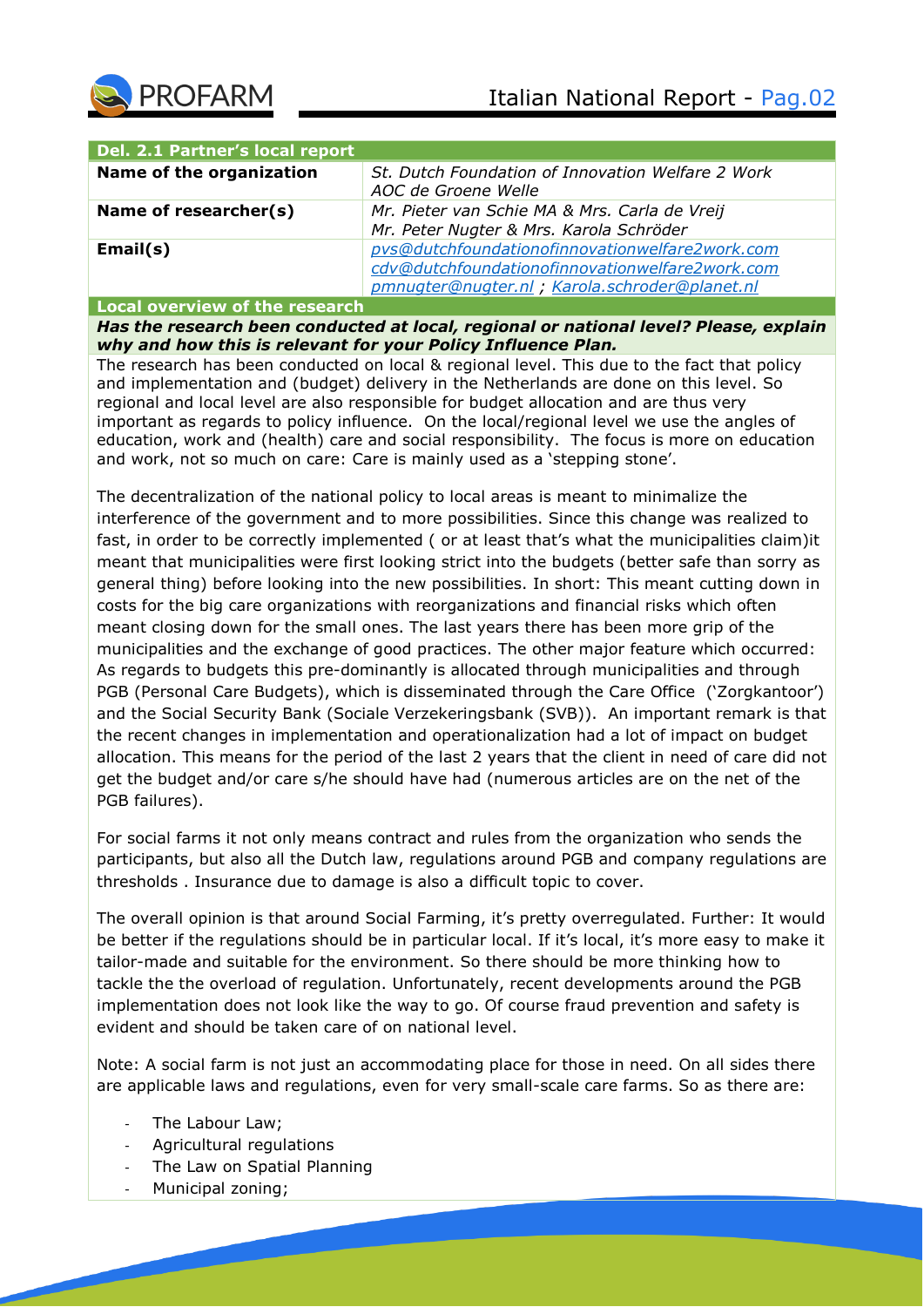| Del. 2.1 Partner's local report | |
|---|---|
| **Name of the organization** | *St. Dutch Foundation of Innovation Welfare 2 Work AOC de Groene Welle* |
| **Name of researcher(s)** | *Mr. Pieter van Schie MA & Mrs. Carla de Vreij Mr. Peter Nugter & Mrs. Karola Schröder* |
| **Email(s)** | *pvs@dutchfoundationofinnovationwelfare2work.com cdv@dutchfoundationofinnovationwelfare2work.com pmnugter@nugter.nl ; Karola.schroder@planet.nl* |

**Local overview of the research**

***Has the research been conducted at local, regional or national level? Please, explain why and how this is relevant for your Policy Influence Plan.***

The research has been conducted on local & regional level. This due to the fact that policy and implementation and (budget) delivery in the Netherlands are done on this level. So regional and local level are also responsible for budget allocation and are thus very important as regards to policy influence. On the local/regional level we use the angles of education, work and (health) care and social responsibility. The focus is more on education and work, not so much on care: Care is mainly used as a 'stepping stone'.

The decentralization of the national policy to local areas is meant to minimalize the interference of the government and to more possibilities. Since this change was realized to fast, in order to be correctly implemented ( or at least that's what the municipalities claim)it meant that municipalities were first looking strict into the budgets (better safe than sorry as general thing) before looking into the new possibilities. In short: This meant cutting down in costs for the big care organizations with reorganizations and financial risks which often meant closing down for the small ones. The last years there has been more grip of the municipalities and the exchange of good practices. The other major feature which occurred: As regards to budgets this pre-dominantly is allocated through municipalities and through PGB (Personal Care Budgets), which is disseminated through the Care Office ('Zorgkantoor') and the Social Security Bank (Sociale Verzekeringsbank (SVB)). An important remark is that the recent changes in implementation and operationalization had a lot of impact on budget allocation. This means for the period of the last 2 years that the client in need of care did not get the budget and/or care s/he should have had (numerous articles are on the net of the PGB failures).

For social farms it not only means contract and rules from the organization who sends the participants, but also all the Dutch law, regulations around PGB and company regulations are thresholds . Insurance due to damage is also a difficult topic to cover.

The overall opinion is that around Social Farming, it's pretty overregulated. Further: It would be better if the regulations should be in particular local. If it's local, it's more easy to make it tailor-made and suitable for the environment. So there should be more thinking how to tackle the the overload of regulation. Unfortunately, recent developments around the PGB implementation does not look like the way to go. Of course fraud prevention and safety is evident and should be taken care of on national level.

Note: A social farm is not just an accommodating place for those in need. On all sides there are applicable laws and regulations, even for very small-scale care farms. So as there are:

- The Labour Law;
- Agricultural regulations
- The Law on Spatial Planning
- Municipal zoning;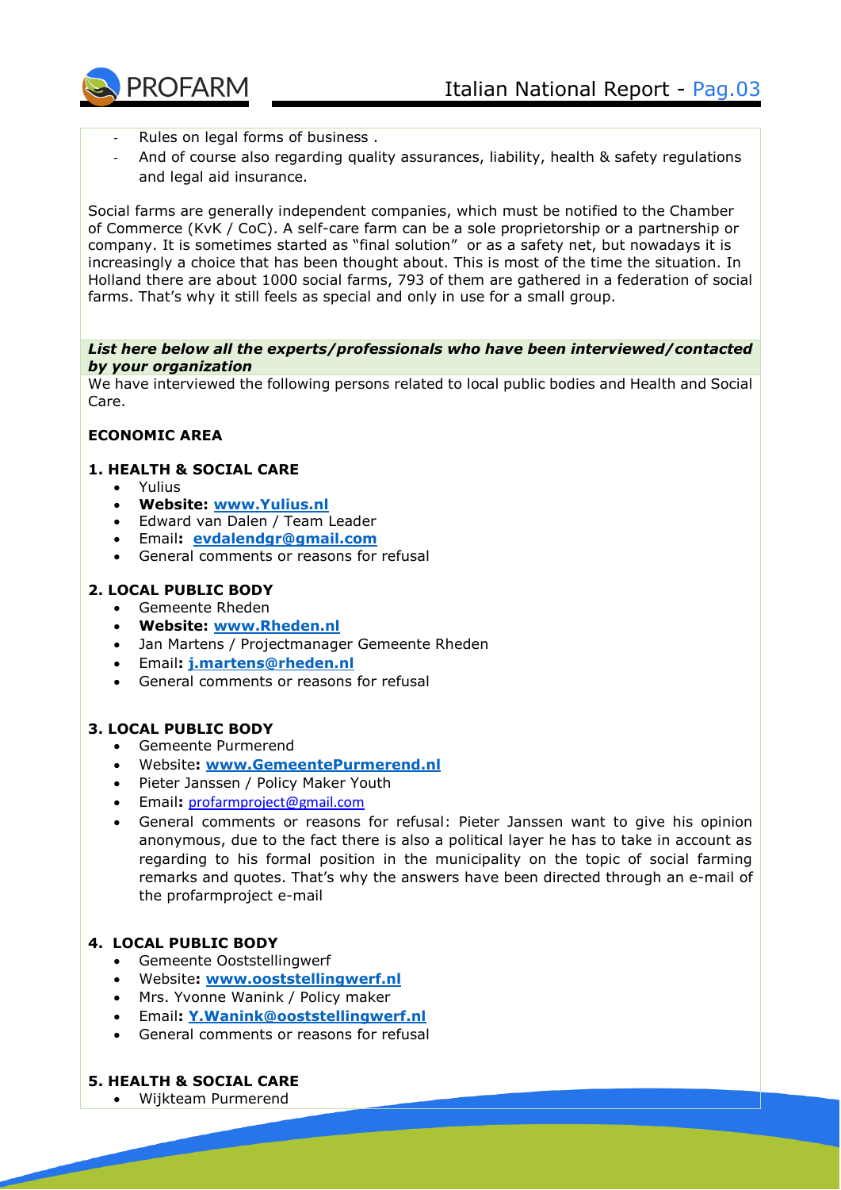- Rules on legal forms of business .
- And of course also regarding quality assurances, liability, health & safety regulations and legal aid insurance.

Social farms are generally independent companies, which must be notified to the Chamber of Commerce (KvK / CoC). A self-care farm can be a sole proprietorship or a partnership or company. It is sometimes started as "final solution" or as a safety net, but nowadays it is increasingly a choice that has been thought about. This is most of the time the situation. In Holland there are about 1000 social farms, 793 of them are gathered in a federation of social farms. That's why it still feels as special and only in use for a small group.

***List here below all the experts/professionals who have been interviewed/contacted by your organization***

We have interviewed the following persons related to local public bodies and Health and Social Care.

**ECONOMIC AREA**

**1. HEALTH & SOCIAL CARE**

- Yulius
- **Website: www.Yulius.nl**
- Edward van Dalen / Team Leader
- Email**: evdalendgr@gmail.com**
- General comments or reasons for refusal

**2. LOCAL PUBLIC BODY**

- Gemeente Rheden
- **Website: www.Rheden.nl**
- Jan Martens / Projectmanager Gemeente Rheden
- Email**: j.martens@rheden.nl**
- General comments or reasons for refusal

**3. LOCAL PUBLIC BODY**

- Gemeente Purmerend
- Website**: www.GemeentePurmerend.nl**
- Pieter Janssen / Policy Maker Youth
- Email**:** profarmproject@gmail.com
- General comments or reasons for refusal: Pieter Janssen want to give his opinion anonymous, due to the fact there is also a political layer he has to take in account as regarding to his formal position in the municipality on the topic of social farming remarks and quotes. That's why the answers have been directed through an e-mail of the profarmproject e-mail

**4. LOCAL PUBLIC BODY**

- Gemeente Ooststellingwerf
- Website**: www.ooststellingwerf.nl**
- Mrs. Yvonne Wanink / Policy maker
- Email**: Y.Wanink@ooststellingwerf.nl**
- General comments or reasons for refusal

**5. HEALTH & SOCIAL CARE**

- Wijkteam Purmerend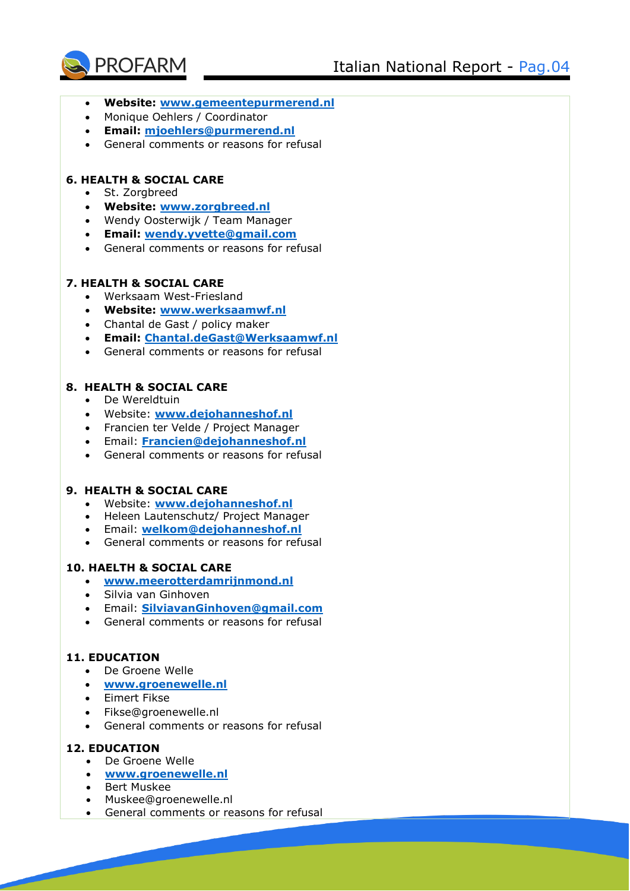- **Website: www.gemeentepurmerend.nl**
- Monique Oehlers / Coordinator
- **Email: mjoehlers@purmerend.nl**
- General comments or reasons for refusal

**6. HEALTH & SOCIAL CARE**

- St. Zorgbreed
- **Website: www.zorgbreed.nl**
- Wendy Oosterwijk / Team Manager
- **Email: wendy.yvette@gmail.com**
- General comments or reasons for refusal

**7. HEALTH & SOCIAL CARE**

- Werksaam West-Friesland
- **Website: www.werksaamwf.nl**
- Chantal de Gast / policy maker
- **Email: Chantal.deGast@Werksaamwf.nl**
- General comments or reasons for refusal

**8. HEALTH & SOCIAL CARE**

- De Wereldtuin
- Website: **www.dejohanneshof.nl**
- Francien ter Velde / Project Manager
- Email: **Francien@dejohanneshof.nl**
- General comments or reasons for refusal

**9. HEALTH & SOCIAL CARE**

- Website: **www.dejohanneshof.nl**
- Heleen Lautenschutz/ Project Manager
- Email: **welkom@dejohanneshof.nl**
- General comments or reasons for refusal

**10. HAELTH & SOCIAL CARE**

- **www.meerotterdamrijnmond.nl**
- Silvia van Ginhoven
- Email: **SilviavanGinhoven@gmail.com**
- General comments or reasons for refusal

**11. EDUCATION**

- De Groene Welle
- **www.groenewelle.nl**
- Eimert Fikse
- Fikse@groenewelle.nl
- General comments or reasons for refusal

**12. EDUCATION**

- De Groene Welle
- **www.groenewelle.nl**
- Bert Muskee
- Muskee@groenewelle.nl
- General comments or reasons for refusal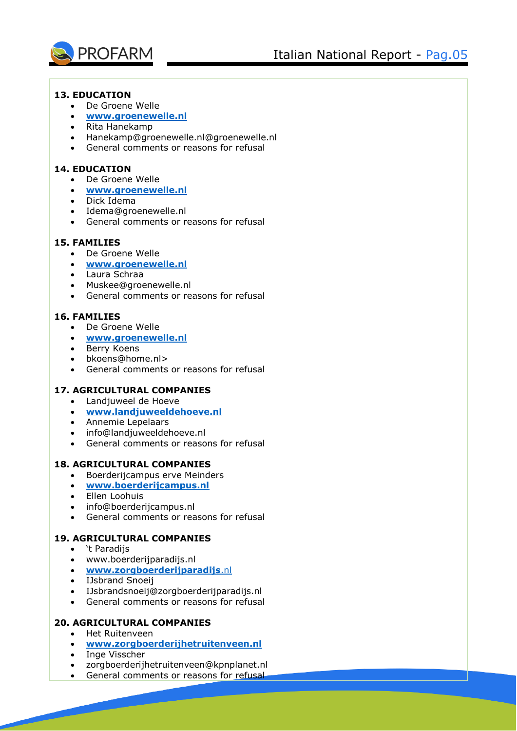**13. EDUCATION**

- De Groene Welle
- **www.groenewelle.nl**
- Rita Hanekamp
- Hanekamp@groenewelle.nl@groenewelle.nl
- General comments or reasons for refusal

**14. EDUCATION**

- De Groene Welle
- **www.groenewelle.nl**
- Dick Idema
- Idema@groenewelle.nl
- General comments or reasons for refusal

**15. FAMILIES**

- De Groene Welle
- **www.groenewelle.nl**
- Laura Schraa
- Muskee@groenewelle.nl
- General comments or reasons for refusal

**16. FAMILIES**

- De Groene Welle
- **www.groenewelle.nl**
- Berry Koens
- bkoens@home.nl>
- General comments or reasons for refusal

**17. AGRICULTURAL COMPANIES**

- Landjuweel de Hoeve
- **www.landjuweeldehoeve.nl**
- Annemie Lepelaars
- info@landjuweeldehoeve.nl
- General comments or reasons for refusal

**18. AGRICULTURAL COMPANIES**

- Boerderijcampus erve Meinders
- **www.boerderijcampus.nl**
- Ellen Loohuis
- info@boerderijcampus.nl
- General comments or reasons for refusal

**19. AGRICULTURAL COMPANIES**

- 't Paradijs
- www.boerderijparadijs.nl
- **www.zorgboerderijparadijs**.nl
- IJsbrand Snoeij
- IJsbrandsnoeij@zorgboerderijparadijs.nl
- General comments or reasons for refusal

**20. AGRICULTURAL COMPANIES**

- Het Ruitenveen
- **www.zorgboerderijhetruitenveen.nl**
- Inge Visscher
- zorgboerderijhetruitenveen@kpnplanet.nl
- General comments or reasons for refusal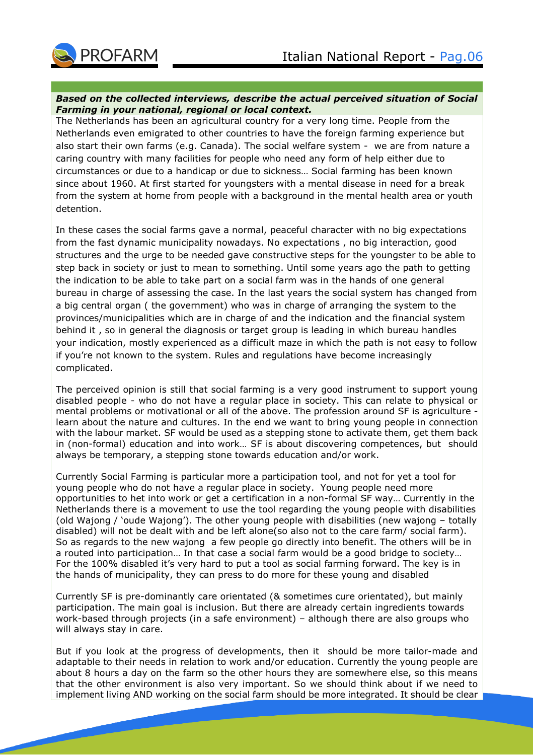***Based on the collected interviews, describe the actual perceived situation of Social Farming in your national, regional or local context.***

The Netherlands has been an agricultural country for a very long time. People from the Netherlands even emigrated to other countries to have the foreign farming experience but also start their own farms (e.g. Canada). The social welfare system - we are from nature a caring country with many facilities for people who need any form of help either due to circumstances or due to a handicap or due to sickness… Social farming has been known since about 1960. At first started for youngsters with a mental disease in need for a break from the system at home from people with a background in the mental health area or youth detention.

In these cases the social farms gave a normal, peaceful character with no big expectations from the fast dynamic municipality nowadays. No expectations , no big interaction, good structures and the urge to be needed gave constructive steps for the youngster to be able to step back in society or just to mean to something. Until some years ago the path to getting the indication to be able to take part on a social farm was in the hands of one general bureau in charge of assessing the case. In the last years the social system has changed from a big central organ ( the government) who was in charge of arranging the system to the provinces/municipalities which are in charge of and the indication and the financial system behind it , so in general the diagnosis or target group is leading in which bureau handles your indication, mostly experienced as a difficult maze in which the path is not easy to follow if you're not known to the system. Rules and regulations have become increasingly complicated.

The perceived opinion is still that social farming is a very good instrument to support young disabled people - who do not have a regular place in society. This can relate to physical or mental problems or motivational or all of the above. The profession around SF is agriculture - learn about the nature and cultures. In the end we want to bring young people in connection with the labour market. SF would be used as a stepping stone to activate them, get them back in (non-formal) education and into work… SF is about discovering competences, but should always be temporary, a stepping stone towards education and/or work.

Currently Social Farming is particular more a participation tool, and not for yet a tool for young people who do not have a regular place in society. Young people need more opportunities to het into work or get a certification in a non-formal SF way… Currently in the Netherlands there is a movement to use the tool regarding the young people with disabilities (old Wajong / 'oude Wajong'). The other young people with disabilities (new wajong – totally disabled) will not be dealt with and be left alone(so also not to the care farm/ social farm). So as regards to the new wajong a few people go directly into benefit. The others will be in a routed into participation… In that case a social farm would be a good bridge to society… For the 100% disabled it's very hard to put a tool as social farming forward. The key is in the hands of municipality, they can press to do more for these young and disabled

Currently SF is pre-dominantly care orientated (& sometimes cure orientated), but mainly participation. The main goal is inclusion. But there are already certain ingredients towards work-based through projects (in a safe environment) – although there are also groups who will always stay in care.

But if you look at the progress of developments, then it should be more tailor-made and adaptable to their needs in relation to work and/or education. Currently the young people are about 8 hours a day on the farm so the other hours they are somewhere else, so this means that the other environment is also very important. So we should think about if we need to implement living AND working on the social farm should be more integrated. It should be clear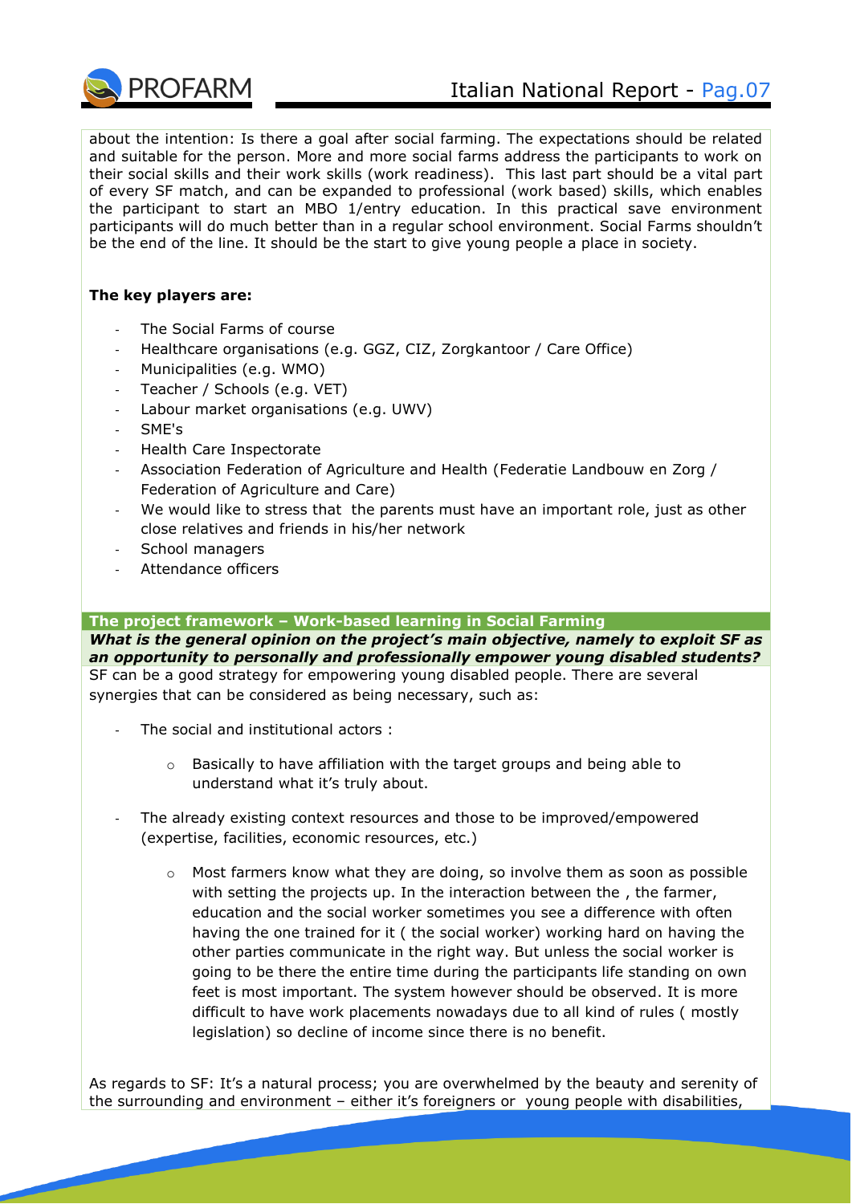about the intention: Is there a goal after social farming. The expectations should be related and suitable for the person. More and more social farms address the participants to work on their social skills and their work skills (work readiness). This last part should be a vital part of every SF match, and can be expanded to professional (work based) skills, which enables the participant to start an MBO 1/entry education. In this practical save environment participants will do much better than in a regular school environment. Social Farms shouldn't be the end of the line. It should be the start to give young people a place in society.

**The key players are:**

- The Social Farms of course
- Healthcare organisations (e.g. GGZ, CIZ, Zorgkantoor / Care Office)
- Municipalities (e.g. WMO)
- Teacher / Schools (e.g. VET)
- Labour market organisations (e.g. UWV)
- SME's
- Health Care Inspectorate
- Association Federation of Agriculture and Health (Federatie Landbouw en Zorg / Federation of Agriculture and Care)
- We would like to stress that the parents must have an important role, just as other close relatives and friends in his/her network
- School managers
- Attendance officers

## The project framework – Work-based learning in Social Farming

***What is the general opinion on the project's main objective, namely to exploit SF as an opportunity to personally and professionally empower young disabled students?***

SF can be a good strategy for empowering young disabled people. There are several synergies that can be considered as being necessary, such as:

- The social and institutional actors :
  - Basically to have affiliation with the target groups and being able to understand what it's truly about.
- The already existing context resources and those to be improved/empowered (expertise, facilities, economic resources, etc.)
  - Most farmers know what they are doing, so involve them as soon as possible with setting the projects up. In the interaction between the , the farmer, education and the social worker sometimes you see a difference with often having the one trained for it ( the social worker) working hard on having the other parties communicate in the right way. But unless the social worker is going to be there the entire time during the participants life standing on own feet is most important. The system however should be observed. It is more difficult to have work placements nowadays due to all kind of rules ( mostly legislation) so decline of income since there is no benefit.

As regards to SF: It's a natural process; you are overwhelmed by the beauty and serenity of the surrounding and environment – either it's foreigners or young people with disabilities,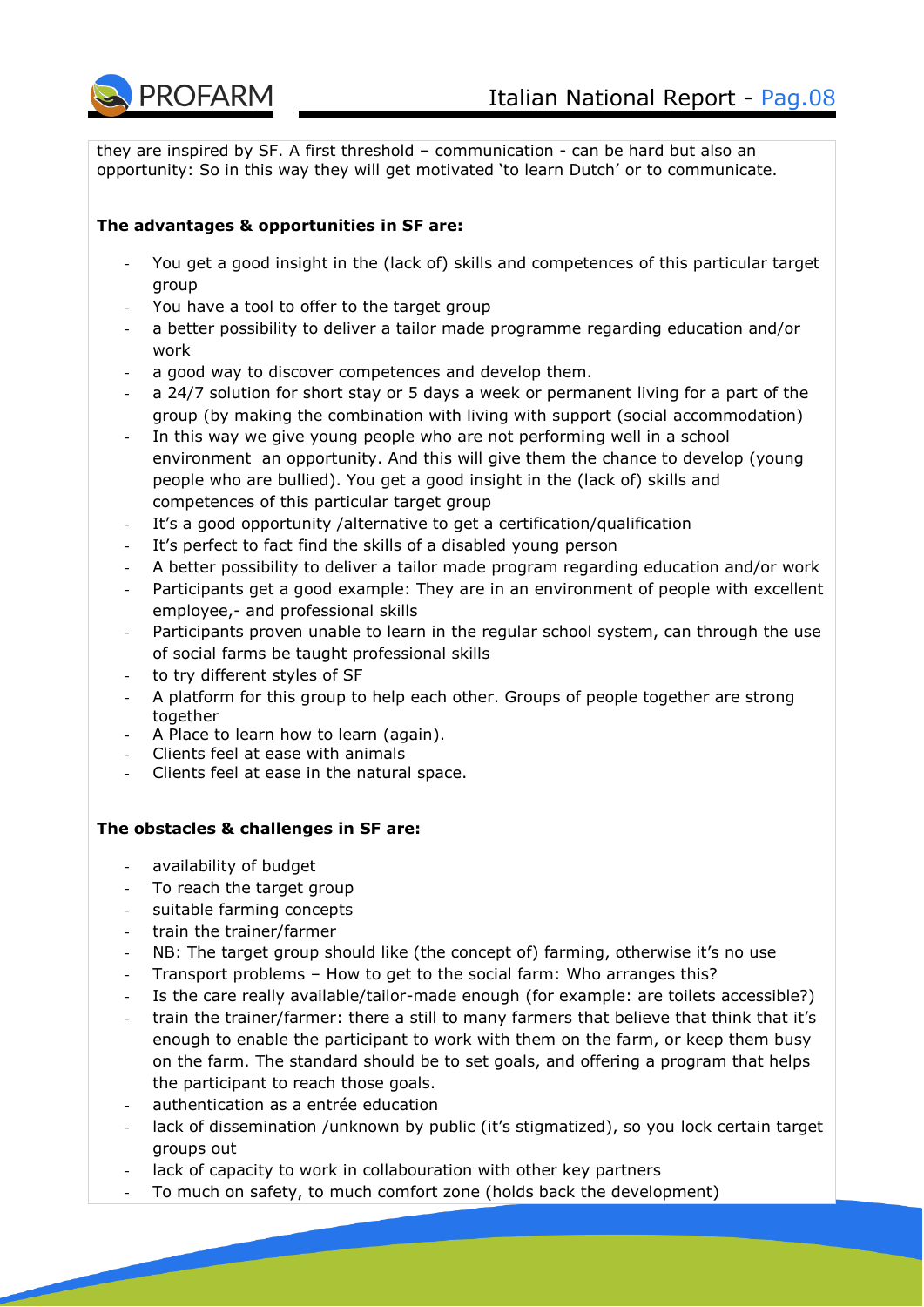they are inspired by SF. A first threshold – communication - can be hard but also an opportunity: So in this way they will get motivated 'to learn Dutch' or to communicate.

**The advantages & opportunities in SF are:**

- You get a good insight in the (lack of) skills and competences of this particular target group
- You have a tool to offer to the target group
- a better possibility to deliver a tailor made programme regarding education and/or work
- a good way to discover competences and develop them.
- a 24/7 solution for short stay or 5 days a week or permanent living for a part of the group (by making the combination with living with support (social accommodation)
- In this way we give young people who are not performing well in a school environment an opportunity. And this will give them the chance to develop (young people who are bullied). You get a good insight in the (lack of) skills and competences of this particular target group
- It's a good opportunity /alternative to get a certification/qualification
- It's perfect to fact find the skills of a disabled young person
- A better possibility to deliver a tailor made program regarding education and/or work
- Participants get a good example: They are in an environment of people with excellent employee,- and professional skills
- Participants proven unable to learn in the regular school system, can through the use of social farms be taught professional skills
- to try different styles of SF
- A platform for this group to help each other. Groups of people together are strong together
- A Place to learn how to learn (again).
- Clients feel at ease with animals
- Clients feel at ease in the natural space.

**The obstacles & challenges in SF are:**

- availability of budget
- To reach the target group
- suitable farming concepts
- train the trainer/farmer
- NB: The target group should like (the concept of) farming, otherwise it's no use
- Transport problems – How to get to the social farm: Who arranges this?
- Is the care really available/tailor-made enough (for example: are toilets accessible?)
- train the trainer/farmer: there a still to many farmers that believe that think that it's enough to enable the participant to work with them on the farm, or keep them busy on the farm. The standard should be to set goals, and offering a program that helps the participant to reach those goals.
- authentication as a entrée education
- lack of dissemination /unknown by public (it's stigmatized), so you lock certain target groups out
- lack of capacity to work in collabouration with other key partners
- To much on safety, to much comfort zone (holds back the development)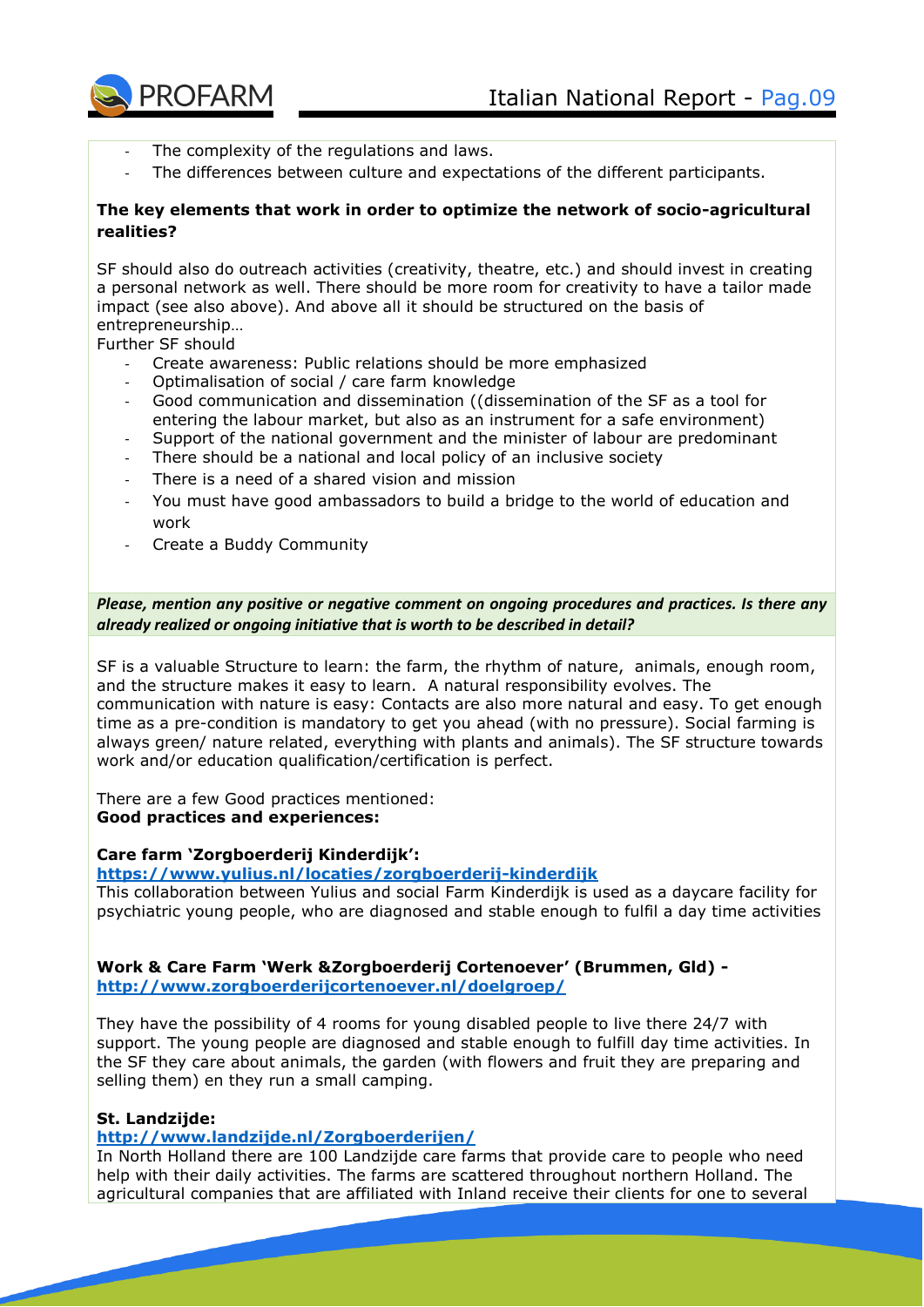- The complexity of the regulations and laws.
- The differences between culture and expectations of the different participants.

**The key elements that work in order to optimize the network of socio-agricultural realities?**

SF should also do outreach activities (creativity, theatre, etc.) and should invest in creating a personal network as well. There should be more room for creativity to have a tailor made impact (see also above). And above all it should be structured on the basis of entrepreneurship…

Further SF should

- Create awareness: Public relations should be more emphasized
- Optimalisation of social / care farm knowledge
- Good communication and dissemination ((dissemination of the SF as a tool for entering the labour market, but also as an instrument for a safe environment)
- Support of the national government and the minister of labour are predominant
- There should be a national and local policy of an inclusive society
- There is a need of a shared vision and mission
- You must have good ambassadors to build a bridge to the world of education and work
- Create a Buddy Community

***Please, mention any positive or negative comment on ongoing procedures and practices. Is there any already realized or ongoing initiative that is worth to be described in detail?***

SF is a valuable Structure to learn: the farm, the rhythm of nature, animals, enough room, and the structure makes it easy to learn. A natural responsibility evolves. The communication with nature is easy: Contacts are also more natural and easy. To get enough time as a pre-condition is mandatory to get you ahead (with no pressure). Social farming is always green/ nature related, everything with plants and animals). The SF structure towards work and/or education qualification/certification is perfect.

There are a few Good practices mentioned:
**Good practices and experiences:**

**Care farm 'Zorgboerderij Kinderdijk':**
**https://www.yulius.nl/locaties/zorgboerderij-kinderdijk**
This collaboration between Yulius and social Farm Kinderdijk is used as a daycare facility for psychiatric young people, who are diagnosed and stable enough to fulfil a day time activities

**Work & Care Farm 'Werk &Zorgboerderij Cortenoever' (Brummen, Gld) -**
**http://www.zorgboerderijcortenoever.nl/doelgroep/**

They have the possibility of 4 rooms for young disabled people to live there 24/7 with support. The young people are diagnosed and stable enough to fulfill day time activities. In the SF they care about animals, the garden (with flowers and fruit they are preparing and selling them) en they run a small camping.

**St. Landzijde:**
**http://www.landzijde.nl/Zorgboerderijen/**
In North Holland there are 100 Landzijde care farms that provide care to people who need help with their daily activities. The farms are scattered throughout northern Holland. The agricultural companies that are affiliated with Inland receive their clients for one to several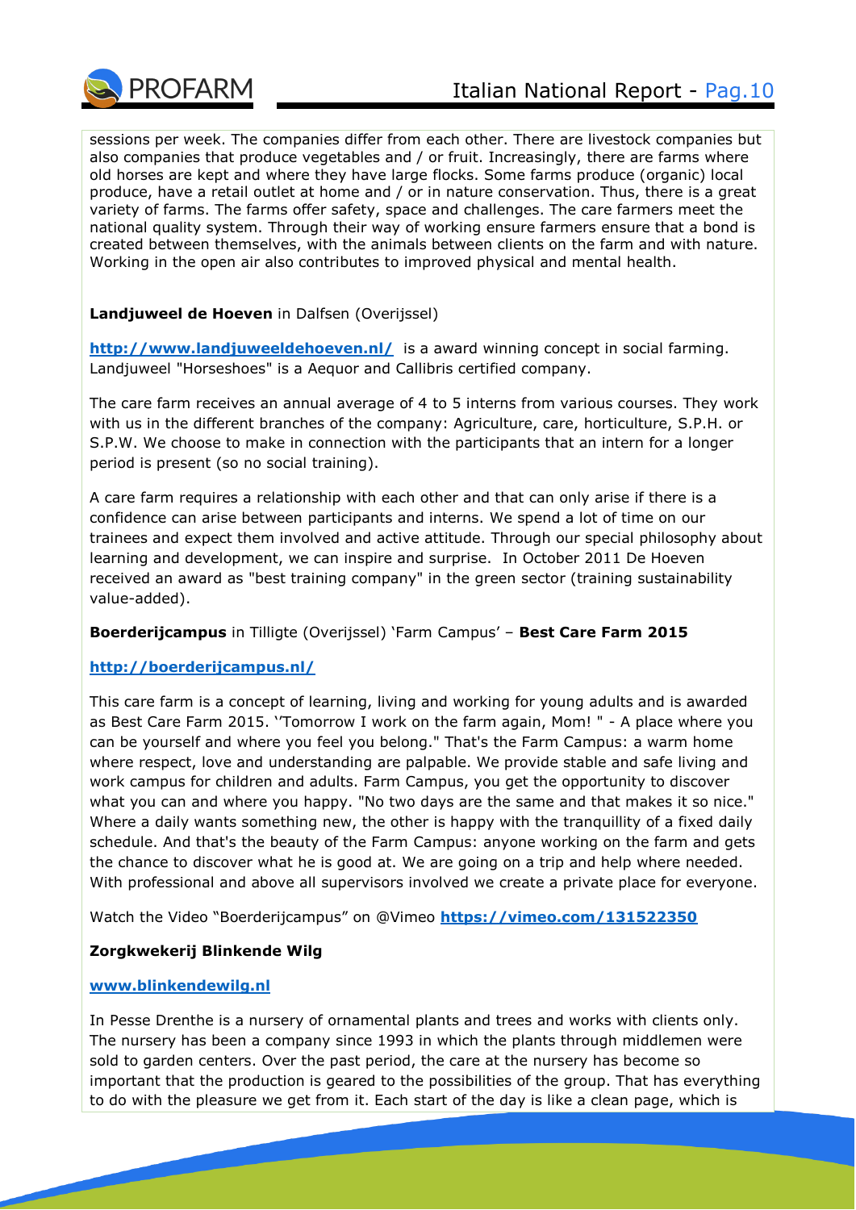sessions per week. The companies differ from each other. There are livestock companies but also companies that produce vegetables and / or fruit. Increasingly, there are farms where old horses are kept and where they have large flocks. Some farms produce (organic) local produce, have a retail outlet at home and / or in nature conservation. Thus, there is a great variety of farms. The farms offer safety, space and challenges. The care farmers meet the national quality system. Through their way of working ensure farmers ensure that a bond is created between themselves, with the animals between clients on the farm and with nature. Working in the open air also contributes to improved physical and mental health.

**Landjuweel de Hoeven** in Dalfsen (Overijssel)

**http://www.landjuweeldehoeven.nl/** is a award winning concept in social farming. Landjuweel "Horseshoes" is a Aequor and Callibris certified company.

The care farm receives an annual average of 4 to 5 interns from various courses. They work with us in the different branches of the company: Agriculture, care, horticulture, S.P.H. or S.P.W. We choose to make in connection with the participants that an intern for a longer period is present (so no social training).

A care farm requires a relationship with each other and that can only arise if there is a confidence can arise between participants and interns. We spend a lot of time on our trainees and expect them involved and active attitude. Through our special philosophy about learning and development, we can inspire and surprise. In October 2011 De Hoeven received an award as "best training company" in the green sector (training sustainability value-added).

**Boerderijcampus** in Tilligte (Overijssel) 'Farm Campus' – **Best Care Farm 2015**

**http://boerderijcampus.nl/**

This care farm is a concept of learning, living and working for young adults and is awarded as Best Care Farm 2015. ''Tomorrow I work on the farm again, Mom! " - A place where you can be yourself and where you feel you belong." That's the Farm Campus: a warm home where respect, love and understanding are palpable. We provide stable and safe living and work campus for children and adults. Farm Campus, you get the opportunity to discover what you can and where you happy. "No two days are the same and that makes it so nice." Where a daily wants something new, the other is happy with the tranquillity of a fixed daily schedule. And that's the beauty of the Farm Campus: anyone working on the farm and gets the chance to discover what he is good at. We are going on a trip and help where needed. With professional and above all supervisors involved we create a private place for everyone.

Watch the Video "Boerderijcampus" on @Vimeo **https://vimeo.com/131522350**

**Zorgkwekerij Blinkende Wilg**

**www.blinkendewilg.nl**

In Pesse Drenthe is a nursery of ornamental plants and trees and works with clients only. The nursery has been a company since 1993 in which the plants through middlemen were sold to garden centers. Over the past period, the care at the nursery has become so important that the production is geared to the possibilities of the group. That has everything to do with the pleasure we get from it. Each start of the day is like a clean page, which is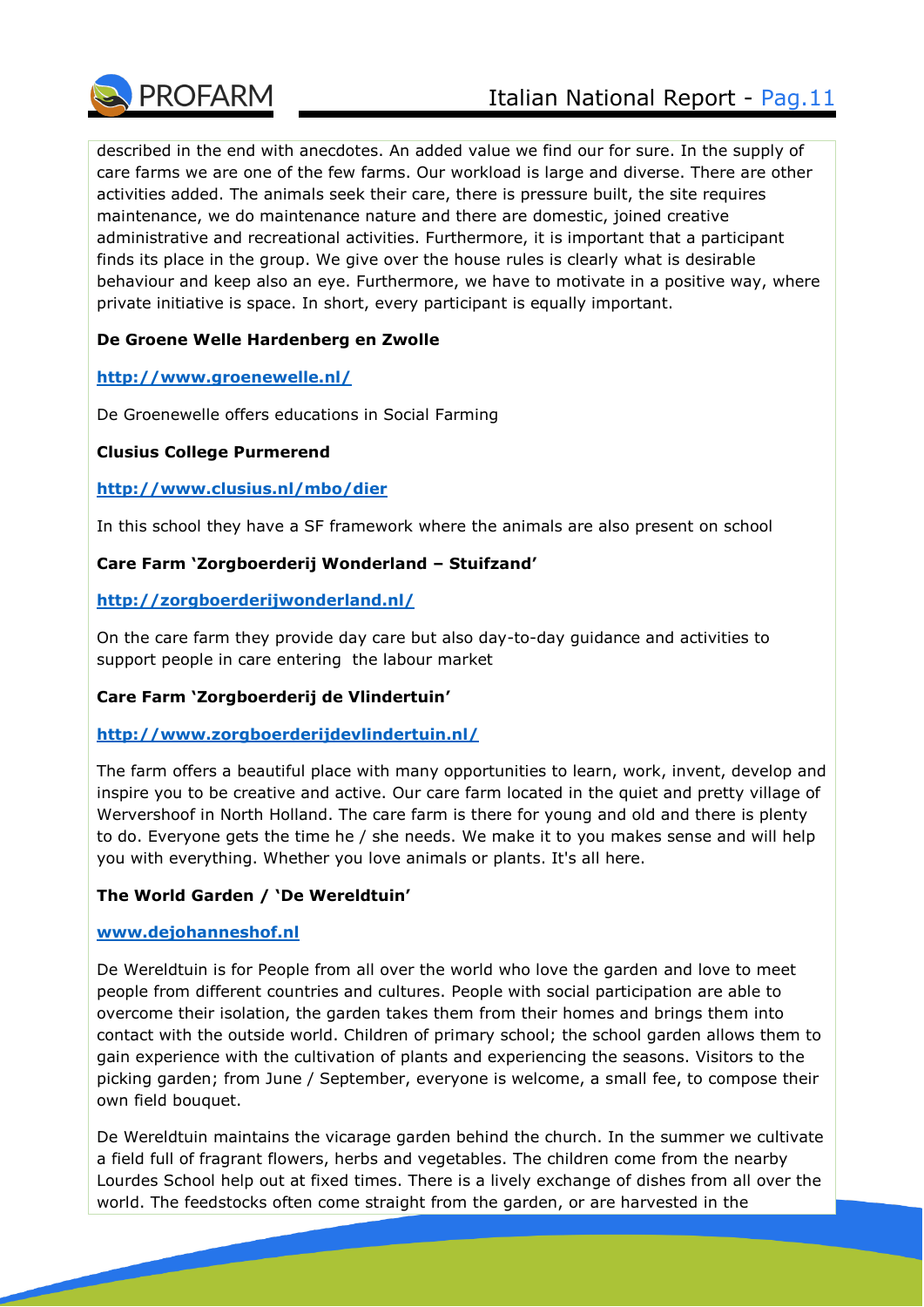described in the end with anecdotes. An added value we find our for sure. In the supply of care farms we are one of the few farms. Our workload is large and diverse. There are other activities added. The animals seek their care, there is pressure built, the site requires maintenance, we do maintenance nature and there are domestic, joined creative administrative and recreational activities. Furthermore, it is important that a participant finds its place in the group. We give over the house rules is clearly what is desirable behaviour and keep also an eye. Furthermore, we have to motivate in a positive way, where private initiative is space. In short, every participant is equally important.

**De Groene Welle Hardenberg en Zwolle**

**http://www.groenewelle.nl/**

De Groenewelle offers educations in Social Farming

**Clusius College Purmerend**

**http://www.clusius.nl/mbo/dier**

In this school they have a SF framework where the animals are also present on school

**Care Farm 'Zorgboerderij Wonderland – Stuifzand'**

**http://zorgboerderijwonderland.nl/**

On the care farm they provide day care but also day-to-day guidance and activities to support people in care entering the labour market

**Care Farm 'Zorgboerderij de Vlindertuin'**

**http://www.zorgboerderijdevlindertuin.nl/**

The farm offers a beautiful place with many opportunities to learn, work, invent, develop and inspire you to be creative and active. Our care farm located in the quiet and pretty village of Wervershoof in North Holland. The care farm is there for young and old and there is plenty to do. Everyone gets the time he / she needs. We make it to you makes sense and will help you with everything. Whether you love animals or plants. It's all here.

**The World Garden / 'De Wereldtuin'**

**www.dejohanneshof.nl**

De Wereldtuin is for People from all over the world who love the garden and love to meet people from different countries and cultures. People with social participation are able to overcome their isolation, the garden takes them from their homes and brings them into contact with the outside world. Children of primary school; the school garden allows them to gain experience with the cultivation of plants and experiencing the seasons. Visitors to the picking garden; from June / September, everyone is welcome, a small fee, to compose their own field bouquet.

De Wereldtuin maintains the vicarage garden behind the church. In the summer we cultivate a field full of fragrant flowers, herbs and vegetables. The children come from the nearby Lourdes School help out at fixed times. There is a lively exchange of dishes from all over the world. The feedstocks often come straight from the garden, or are harvested in the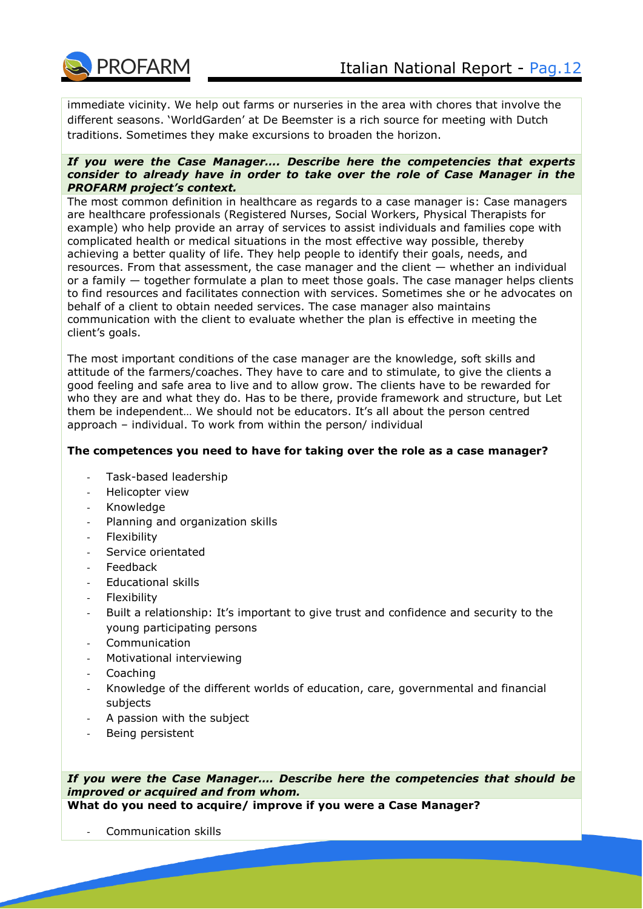immediate vicinity. We help out farms or nurseries in the area with chores that involve the different seasons. 'WorldGarden' at De Beemster is a rich source for meeting with Dutch traditions. Sometimes they make excursions to broaden the horizon.

***If you were the Case Manager…. Describe here the competencies that experts consider to already have in order to take over the role of Case Manager in the PROFARM project's context.***

The most common definition in healthcare as regards to a case manager is: Case managers are healthcare professionals (Registered Nurses, Social Workers, Physical Therapists for example) who help provide an array of services to assist individuals and families cope with complicated health or medical situations in the most effective way possible, thereby achieving a better quality of life. They help people to identify their goals, needs, and resources. From that assessment, the case manager and the client — whether an individual or a family — together formulate a plan to meet those goals. The case manager helps clients to find resources and facilitates connection with services. Sometimes she or he advocates on behalf of a client to obtain needed services. The case manager also maintains communication with the client to evaluate whether the plan is effective in meeting the client's goals.

The most important conditions of the case manager are the knowledge, soft skills and attitude of the farmers/coaches. They have to care and to stimulate, to give the clients a good feeling and safe area to live and to allow grow. The clients have to be rewarded for who they are and what they do. Has to be there, provide framework and structure, but Let them be independent… We should not be educators. It's all about the person centred approach – individual. To work from within the person/ individual

**The competences you need to have for taking over the role as a case manager?**

- Task-based leadership
- Helicopter view
- Knowledge
- Planning and organization skills
- Flexibility
- Service orientated
- Feedback
- Educational skills
- Flexibility
- Built a relationship: It's important to give trust and confidence and security to the young participating persons
- Communication
- Motivational interviewing
- Coaching
- Knowledge of the different worlds of education, care, governmental and financial subjects
- A passion with the subject
- Being persistent

***If you were the Case Manager…. Describe here the competencies that should be improved or acquired and from whom.***

**What do you need to acquire/ improve if you were a Case Manager?**

- Communication skills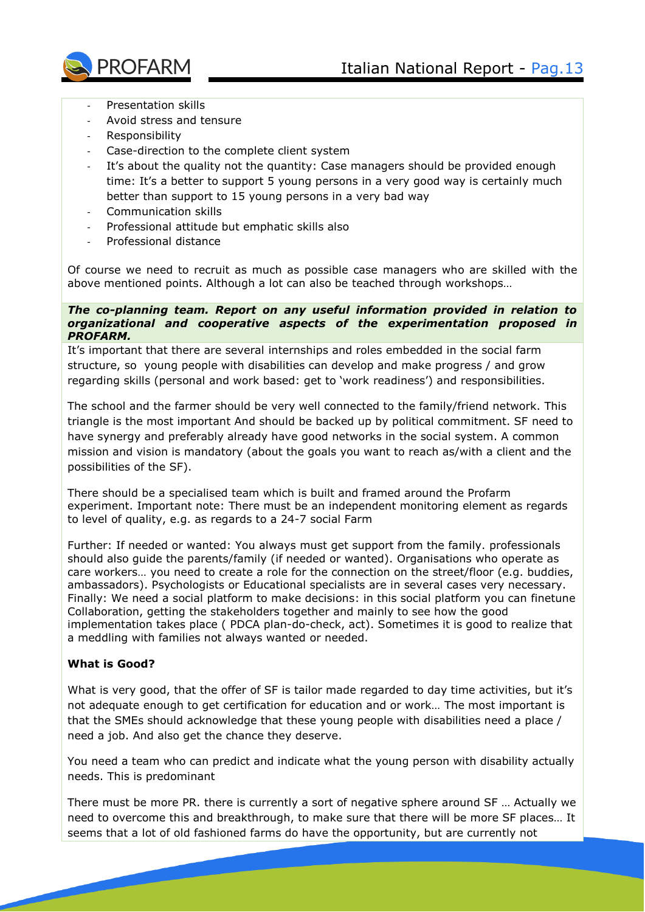- Presentation skills
- Avoid stress and tensure
- Responsibility
- Case-direction to the complete client system
- It's about the quality not the quantity: Case managers should be provided enough time: It's a better to support 5 young persons in a very good way is certainly much better than support to 15 young persons in a very bad way
- Communication skills
- Professional attitude but emphatic skills also
- Professional distance

Of course we need to recruit as much as possible case managers who are skilled with the above mentioned points. Although a lot can also be teached through workshops…

***The co-planning team. Report on any useful information provided in relation to organizational and cooperative aspects of the experimentation proposed in PROFARM.***

It's important that there are several internships and roles embedded in the social farm structure, so young people with disabilities can develop and make progress / and grow regarding skills (personal and work based: get to 'work readiness') and responsibilities.

The school and the farmer should be very well connected to the family/friend network. This triangle is the most important And should be backed up by political commitment. SF need to have synergy and preferably already have good networks in the social system. A common mission and vision is mandatory (about the goals you want to reach as/with a client and the possibilities of the SF).

There should be a specialised team which is built and framed around the Profarm experiment. Important note: There must be an independent monitoring element as regards to level of quality, e.g. as regards to a 24-7 social Farm

Further: If needed or wanted: You always must get support from the family. professionals should also guide the parents/family (if needed or wanted). Organisations who operate as care workers… you need to create a role for the connection on the street/floor (e.g. buddies, ambassadors). Psychologists or Educational specialists are in several cases very necessary. Finally: We need a social platform to make decisions: in this social platform you can finetune Collaboration, getting the stakeholders together and mainly to see how the good implementation takes place ( PDCA plan-do-check, act). Sometimes it is good to realize that a meddling with families not always wanted or needed.

**What is Good?**

What is very good, that the offer of SF is tailor made regarded to day time activities, but it's not adequate enough to get certification for education and or work… The most important is that the SMEs should acknowledge that these young people with disabilities need a place / need a job. And also get the chance they deserve.

You need a team who can predict and indicate what the young person with disability actually needs. This is predominant

There must be more PR. there is currently a sort of negative sphere around SF … Actually we need to overcome this and breakthrough, to make sure that there will be more SF places… It seems that a lot of old fashioned farms do have the opportunity, but are currently not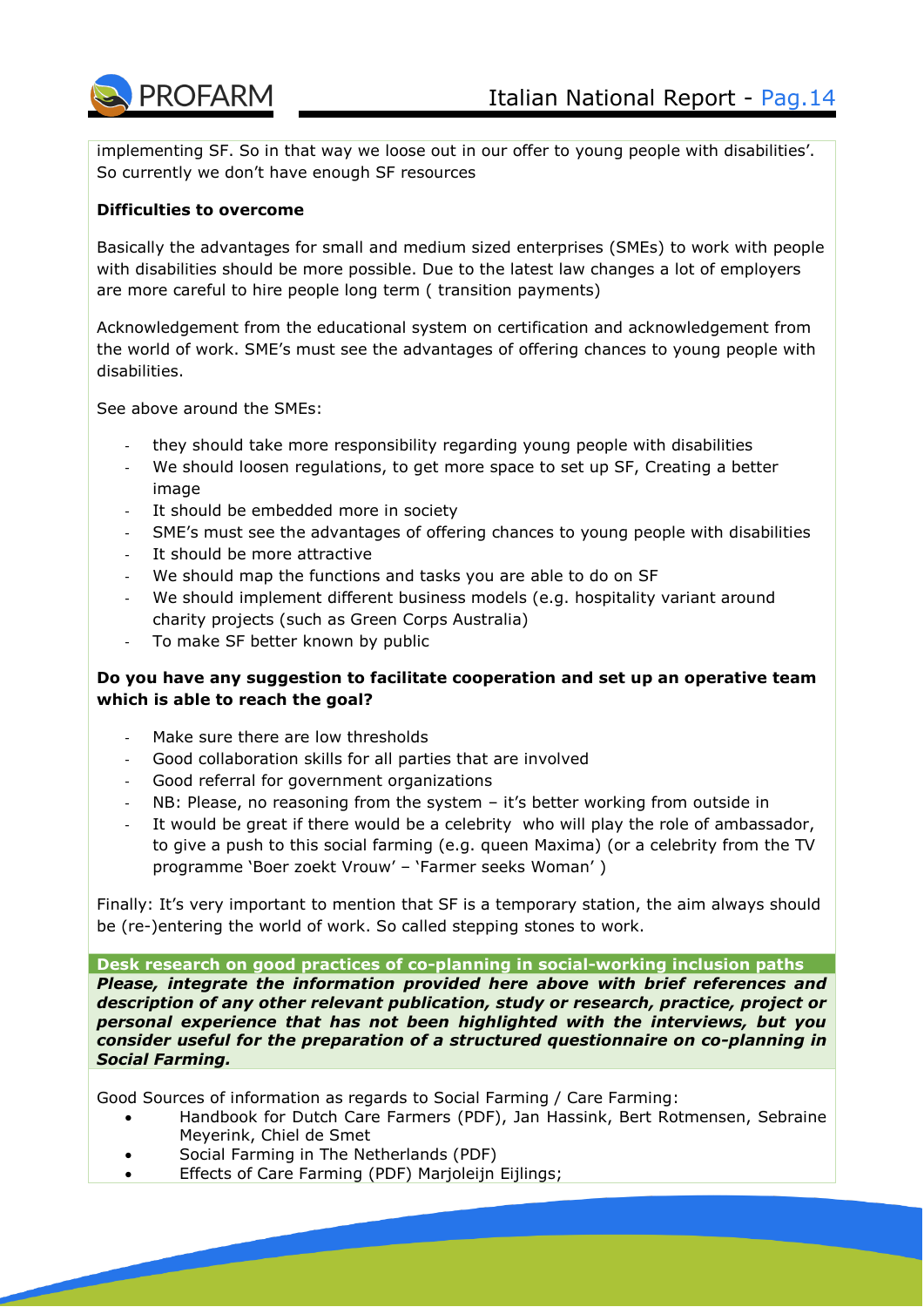implementing SF. So in that way we loose out in our offer to young people with disabilities'. So currently we don't have enough SF resources

**Difficulties to overcome**

Basically the advantages for small and medium sized enterprises (SMEs) to work with people with disabilities should be more possible. Due to the latest law changes a lot of employers are more careful to hire people long term ( transition payments)

Acknowledgement from the educational system on certification and acknowledgement from the world of work. SME's must see the advantages of offering chances to young people with disabilities.

See above around the SMEs:

- they should take more responsibility regarding young people with disabilities
- We should loosen regulations, to get more space to set up SF, Creating a better image
- It should be embedded more in society
- SME's must see the advantages of offering chances to young people with disabilities
- It should be more attractive
- We should map the functions and tasks you are able to do on SF
- We should implement different business models (e.g. hospitality variant around charity projects (such as Green Corps Australia)
- To make SF better known by public

**Do you have any suggestion to facilitate cooperation and set up an operative team which is able to reach the goal?**

- Make sure there are low thresholds
- Good collaboration skills for all parties that are involved
- Good referral for government organizations
- NB: Please, no reasoning from the system – it's better working from outside in
- It would be great if there would be a celebrity who will play the role of ambassador, to give a push to this social farming (e.g. queen Maxima) (or a celebrity from the TV programme 'Boer zoekt Vrouw' – 'Farmer seeks Woman' )

Finally: It's very important to mention that SF is a temporary station, the aim always should be (re-)entering the world of work. So called stepping stones to work.

**Desk research on good practices of co-planning in social-working inclusion paths**

***Please, integrate the information provided here above with brief references and description of any other relevant publication, study or research, practice, project or personal experience that has not been highlighted with the interviews, but you consider useful for the preparation of a structured questionnaire on co-planning in Social Farming.***

Good Sources of information as regards to Social Farming / Care Farming:

- Handbook for Dutch Care Farmers (PDF), Jan Hassink, Bert Rotmensen, Sebraine Meyerink, Chiel de Smet
- Social Farming in The Netherlands (PDF)
- Effects of Care Farming (PDF) Marjoleijn Eijlings;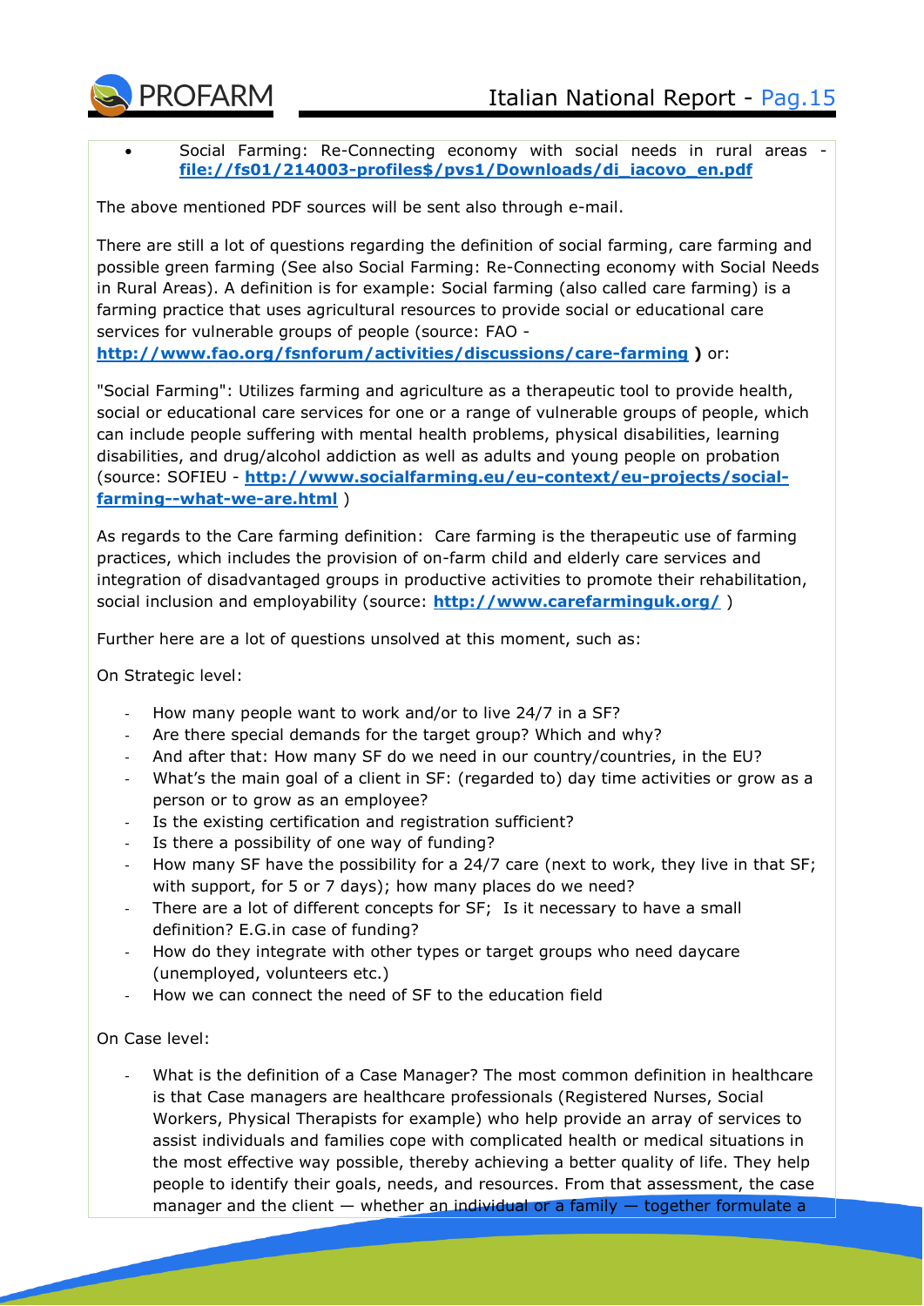- Social Farming: Re-Connecting economy with social needs in rural areas - **file://fs01/214003-profiles$/pvs1/Downloads/di_iacovo_en.pdf**

The above mentioned PDF sources will be sent also through e-mail.

There are still a lot of questions regarding the definition of social farming, care farming and possible green farming (See also Social Farming: Re-Connecting economy with Social Needs in Rural Areas). A definition is for example: Social farming (also called care farming) is a farming practice that uses agricultural resources to provide social or educational care services for vulnerable groups of people (source: FAO - **http://www.fao.org/fsnforum/activities/discussions/care-farming )** or:

"Social Farming": Utilizes farming and agriculture as a therapeutic tool to provide health, social or educational care services for one or a range of vulnerable groups of people, which can include people suffering with mental health problems, physical disabilities, learning disabilities, and drug/alcohol addiction as well as adults and young people on probation (source: SOFIEU - **http://www.socialfarming.eu/eu-context/eu-projects/social-farming--what-we-are.html** )

As regards to the Care farming definition: Care farming is the therapeutic use of farming practices, which includes the provision of on-farm child and elderly care services and integration of disadvantaged groups in productive activities to promote their rehabilitation, social inclusion and employability (source: **http://www.carefarminguk.org/** )

Further here are a lot of questions unsolved at this moment, such as:

On Strategic level:

- How many people want to work and/or to live 24/7 in a SF?
- Are there special demands for the target group? Which and why?
- And after that: How many SF do we need in our country/countries, in the EU?
- What's the main goal of a client in SF: (regarded to) day time activities or grow as a person or to grow as an employee?
- Is the existing certification and registration sufficient?
- Is there a possibility of one way of funding?
- How many SF have the possibility for a 24/7 care (next to work, they live in that SF; with support, for 5 or 7 days); how many places do we need?
- There are a lot of different concepts for SF; Is it necessary to have a small definition? E.G.in case of funding?
- How do they integrate with other types or target groups who need daycare (unemployed, volunteers etc.)
- How we can connect the need of SF to the education field

On Case level:

- What is the definition of a Case Manager? The most common definition in healthcare is that Case managers are healthcare professionals (Registered Nurses, Social Workers, Physical Therapists for example) who help provide an array of services to assist individuals and families cope with complicated health or medical situations in the most effective way possible, thereby achieving a better quality of life. They help people to identify their goals, needs, and resources. From that assessment, the case manager and the client — whether an individual or a family — together formulate a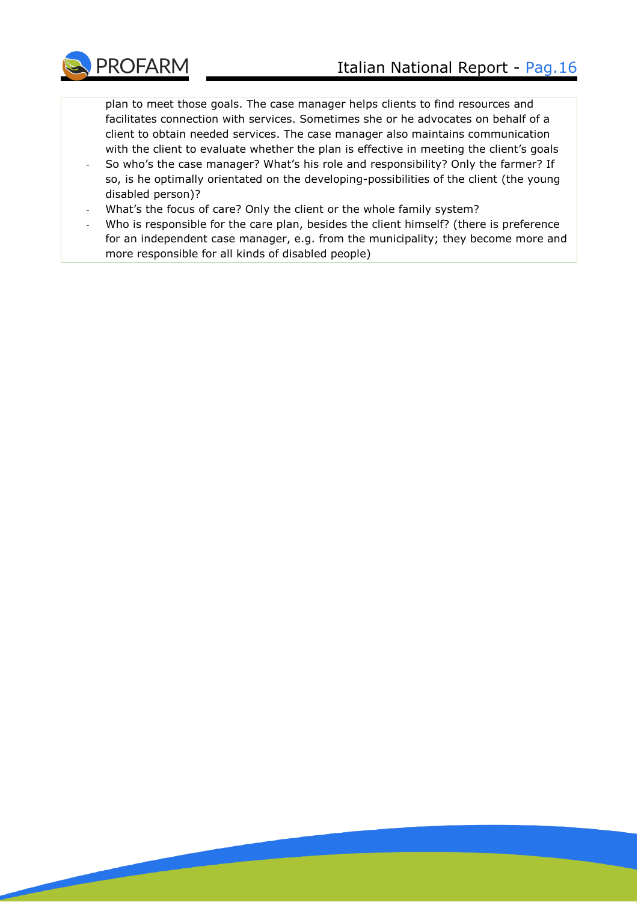plan to meet those goals. The case manager helps clients to find resources and facilitates connection with services. Sometimes she or he advocates on behalf of a client to obtain needed services. The case manager also maintains communication with the client to evaluate whether the plan is effective in meeting the client's goals

- So who's the case manager? What's his role and responsibility? Only the farmer? If so, is he optimally orientated on the developing-possibilities of the client (the young disabled person)?
- What's the focus of care? Only the client or the whole family system?
- Who is responsible for the care plan, besides the client himself? (there is preference for an independent case manager, e.g. from the municipality; they become more and more responsible for all kinds of disabled people)